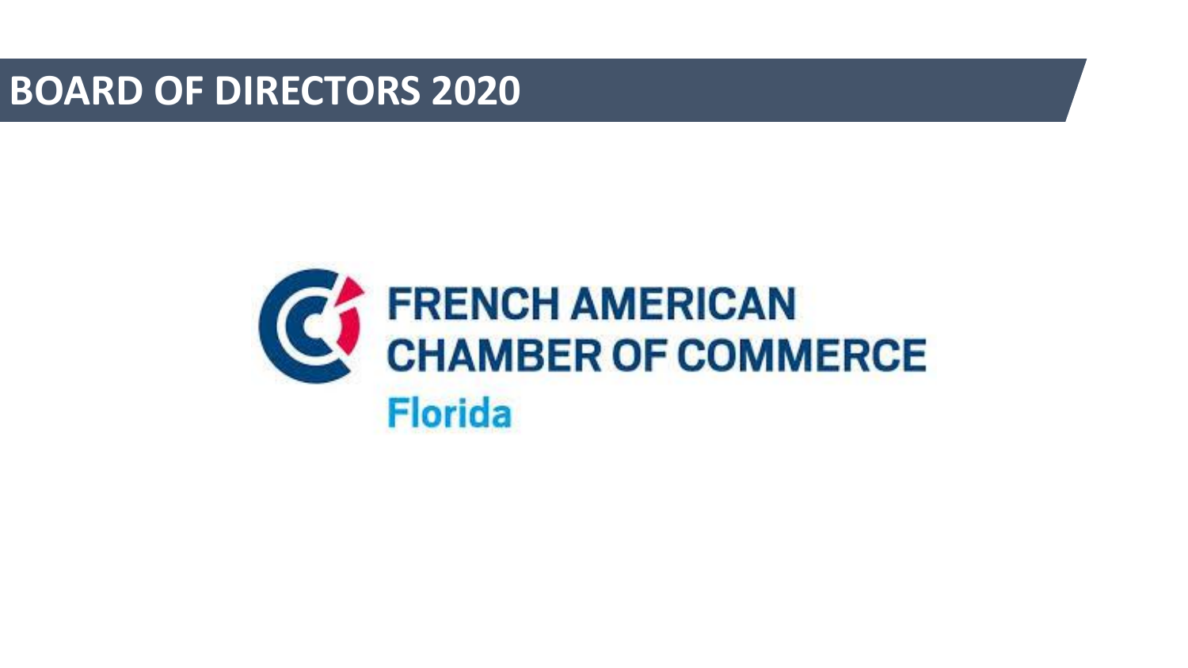# BOARD OF DIRECTORS 2020

FRENCH AMERICAN
CHAMBER OF COMMERCE
Florida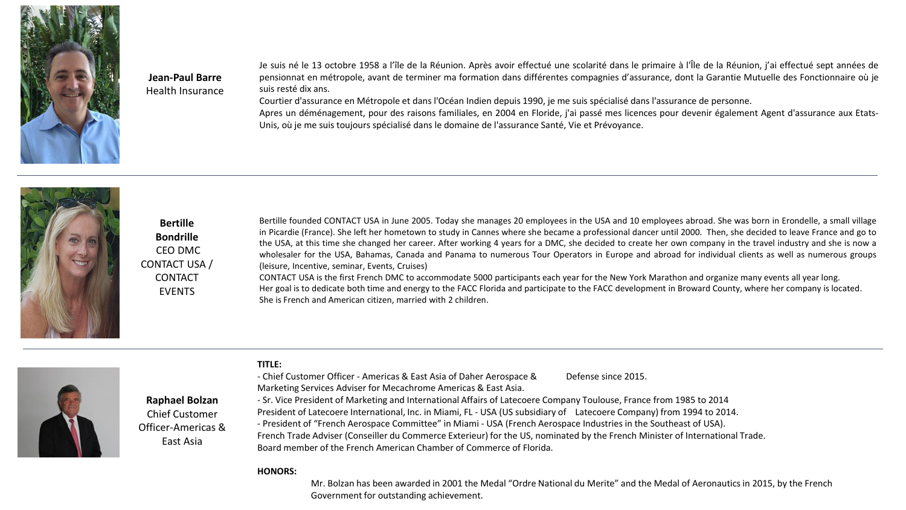**Jean-Paul Barre**
Health Insurance

Je suis né le 13 octobre 1958 a l'île de la Réunion. Après avoir effectué une scolarité dans le primaire à l'Île de la Réunion, j'ai effectué sept années de pensionnat en métropole, avant de terminer ma formation dans différentes compagnies d'assurance, dont la Garantie Mutuelle des Fonctionnaire où je suis resté dix ans.
Courtier d'assurance en Métropole et dans l'Océan Indien depuis 1990, je me suis spécialisé dans l'assurance de personne.
Apres un déménagement, pour des raisons familiales, en 2004 en Floride, j'ai passé mes licences pour devenir également Agent d'assurance aux Etats-Unis, où je me suis toujours spécialisé dans le domaine de l'assurance Santé, Vie et Prévoyance.

---

**Bertille Bondrille**
CEO DMC CONTACT USA / CONTACT EVENTS

Bertille founded CONTACT USA in June 2005. Today she manages 20 employees in the USA and 10 employees abroad. She was born in Erondelle, a small village in Picardie (France). She left her hometown to study in Cannes where she became a professional dancer until 2000. Then, she decided to leave France and go to the USA, at this time she changed her career. After working 4 years for a DMC, she decided to create her own company in the travel industry and she is now a wholesaler for the USA, Bahamas, Canada and Panama to numerous Tour Operators in Europe and abroad for individual clients as well as numerous groups (leisure, Incentive, seminar, Events, Cruises)
CONTACT USA is the first French DMC to accommodate 5000 participants each year for the New York Marathon and organize many events all year long.
Her goal is to dedicate both time and energy to the FACC Florida and participate to the FACC development in Broward County, where her company is located.
She is French and American citizen, married with 2 children.

---

**Raphael Bolzan**
Chief Customer Officer-Americas & East Asia

**TITLE:**

- Chief Customer Officer - Americas & East Asia of Daher Aerospace & Defense since 2015.
Marketing Services Adviser for Mecachrome Americas & East Asia.
- Sr. Vice President of Marketing and International Affairs of Latecoere Company Toulouse, France from 1985 to 2014
President of Latecoere International, Inc. in Miami, FL - USA (US subsidiary of Latecoere Company) from 1994 to 2014.
- President of "French Aerospace Committee" in Miami - USA (French Aerospace Industries in the Southeast of USA).
French Trade Adviser (Conseiller du Commerce Exterieur) for the US, nominated by the French Minister of International Trade.
Board member of the French American Chamber of Commerce of Florida.

**HONORS:**

Mr. Bolzan has been awarded in 2001 the Medal "Ordre National du Merite" and the Medal of Aeronautics in 2015, by the French Government for outstanding achievement.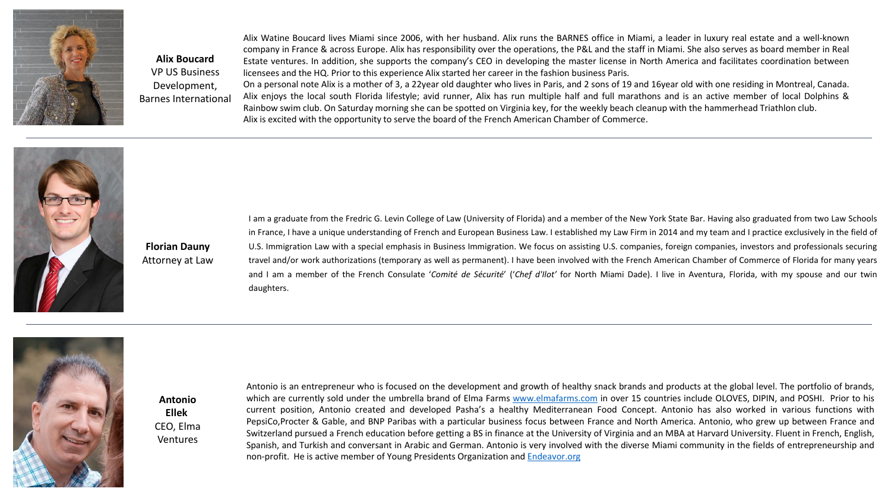**Alix Boucard**
VP US Business Development, Barnes International

Alix Watine Boucard lives Miami since 2006, with her husband. Alix runs the BARNES office in Miami, a leader in luxury real estate and a well-known company in France & across Europe. Alix has responsibility over the operations, the P&L and the staff in Miami. She also serves as board member in Real Estate ventures. In addition, she supports the company's CEO in developing the master license in North America and facilitates coordination between licensees and the HQ. Prior to this experience Alix started her career in the fashion business Paris.
On a personal note Alix is a mother of 3, a 22year old daughter who lives in Paris, and 2 sons of 19 and 16year old with one residing in Montreal, Canada. Alix enjoys the local south Florida lifestyle; avid runner, Alix has run multiple half and full marathons and is an active member of local Dolphins & Rainbow swim club. On Saturday morning she can be spotted on Virginia key, for the weekly beach cleanup with the hammerhead Triathlon club.
Alix is excited with the opportunity to serve the board of the French American Chamber of Commerce.

---

**Florian Dauny**
Attorney at Law

I am a graduate from the Fredric G. Levin College of Law (University of Florida) and a member of the New York State Bar. Having also graduated from two Law Schools in France, I have a unique understanding of French and European Business Law. I established my Law Firm in 2014 and my team and I practice exclusively in the field of U.S. Immigration Law with a special emphasis in Business Immigration. We focus on assisting U.S. companies, foreign companies, investors and professionals securing travel and/or work authorizations (temporary as well as permanent). I have been involved with the French American Chamber of Commerce of Florida for many years and I am a member of the French Consulate '*Comité de Sécurité*' ('*Chef d'Ilot'* for North Miami Dade). I live in Aventura, Florida, with my spouse and our twin daughters.

---

**Antonio Ellek**
CEO, Elma Ventures

Antonio is an entrepreneur who is focused on the development and growth of healthy snack brands and products at the global level. The portfolio of brands, which are currently sold under the umbrella brand of Elma Farms www.elmafarms.com in over 15 countries include OLOVES, DIPIN, and POSHI. Prior to his current position, Antonio created and developed Pasha's a healthy Mediterranean Food Concept. Antonio has also worked in various functions with PepsiCo,Procter & Gable, and BNP Paribas with a particular business focus between France and North America. Antonio, who grew up between France and Switzerland pursued a French education before getting a BS in finance at the University of Virginia and an MBA at Harvard University. Fluent in French, English, Spanish, and Turkish and conversant in Arabic and German. Antonio is very involved with the diverse Miami community in the fields of entrepreneurship and non-profit. He is active member of Young Presidents Organization and Endeavor.org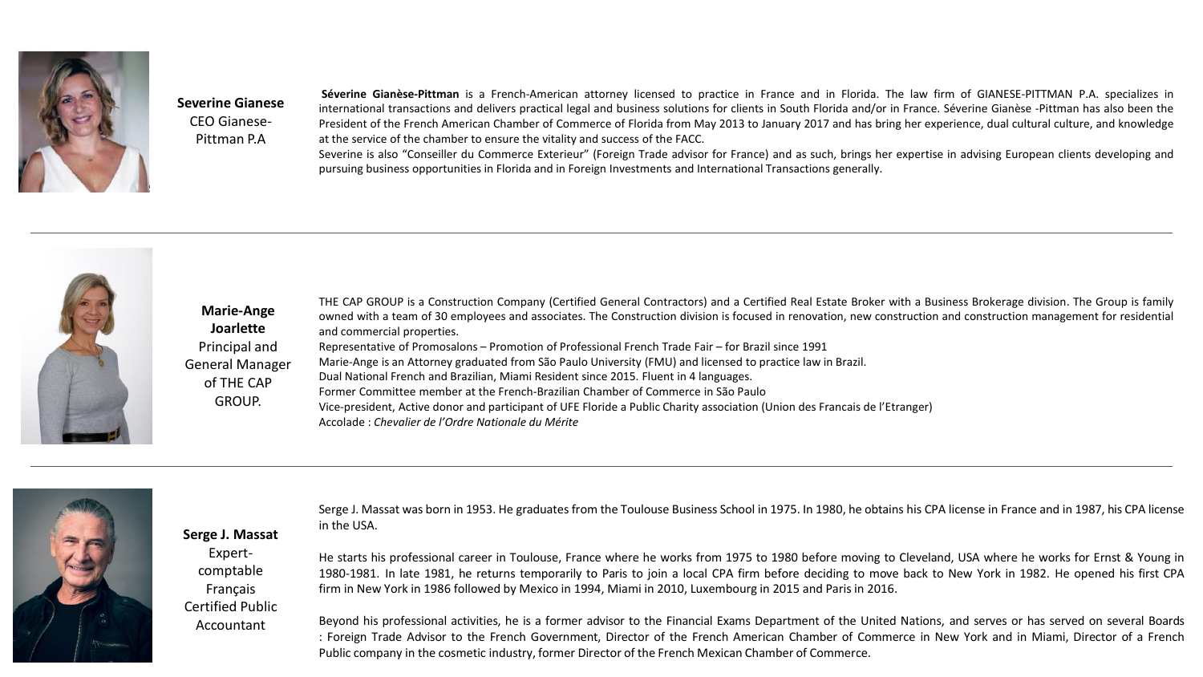**Severine Gianese**
CEO Gianese-Pittman P.A

**Séverine Gianèse-Pittman** is a French-American attorney licensed to practice in France and in Florida. The law firm of GIANESE-PITTMAN P.A. specializes in international transactions and delivers practical legal and business solutions for clients in South Florida and/or in France. Séverine Gianèse -Pittman has also been the President of the French American Chamber of Commerce of Florida from May 2013 to January 2017 and has bring her experience, dual cultural culture, and knowledge at the service of the chamber to ensure the vitality and success of the FACC.

Severine is also "Conseiller du Commerce Exterieur" (Foreign Trade advisor for France) and as such, brings her expertise in advising European clients developing and pursuing business opportunities in Florida and in Foreign Investments and International Transactions generally.

---

**Marie-Ange Joarlette**
Principal and General Manager of THE CAP GROUP.

THE CAP GROUP is a Construction Company (Certified General Contractors) and a Certified Real Estate Broker with a Business Brokerage division. The Group is family owned with a team of 30 employees and associates. The Construction division is focused in renovation, new construction and construction management for residential and commercial properties.

Representative of Promosalons – Promotion of Professional French Trade Fair – for Brazil since 1991

Marie-Ange is an Attorney graduated from São Paulo University (FMU) and licensed to practice law in Brazil.

Dual National French and Brazilian, Miami Resident since 2015. Fluent in 4 languages.

Former Committee member at the French-Brazilian Chamber of Commerce in São Paulo

Vice-president, Active donor and participant of UFE Floride a Public Charity association (Union des Francais de l'Etranger)

Accolade : *Chevalier de l'Ordre Nationale du Mérite*

---

**Serge J. Massat**
Expert-comptable Français
Certified Public Accountant

Serge J. Massat was born in 1953. He graduates from the Toulouse Business School in 1975. In 1980, he obtains his CPA license in France and in 1987, his CPA license in the USA.

He starts his professional career in Toulouse, France where he works from 1975 to 1980 before moving to Cleveland, USA where he works for Ernst & Young in 1980-1981. In late 1981, he returns temporarily to Paris to join a local CPA firm before deciding to move back to New York in 1982. He opened his first CPA firm in New York in 1986 followed by Mexico in 1994, Miami in 2010, Luxembourg in 2015 and Paris in 2016.

Beyond his professional activities, he is a former advisor to the Financial Exams Department of the United Nations, and serves or has served on several Boards : Foreign Trade Advisor to the French Government, Director of the French American Chamber of Commerce in New York and in Miami, Director of a French Public company in the cosmetic industry, former Director of the French Mexican Chamber of Commerce.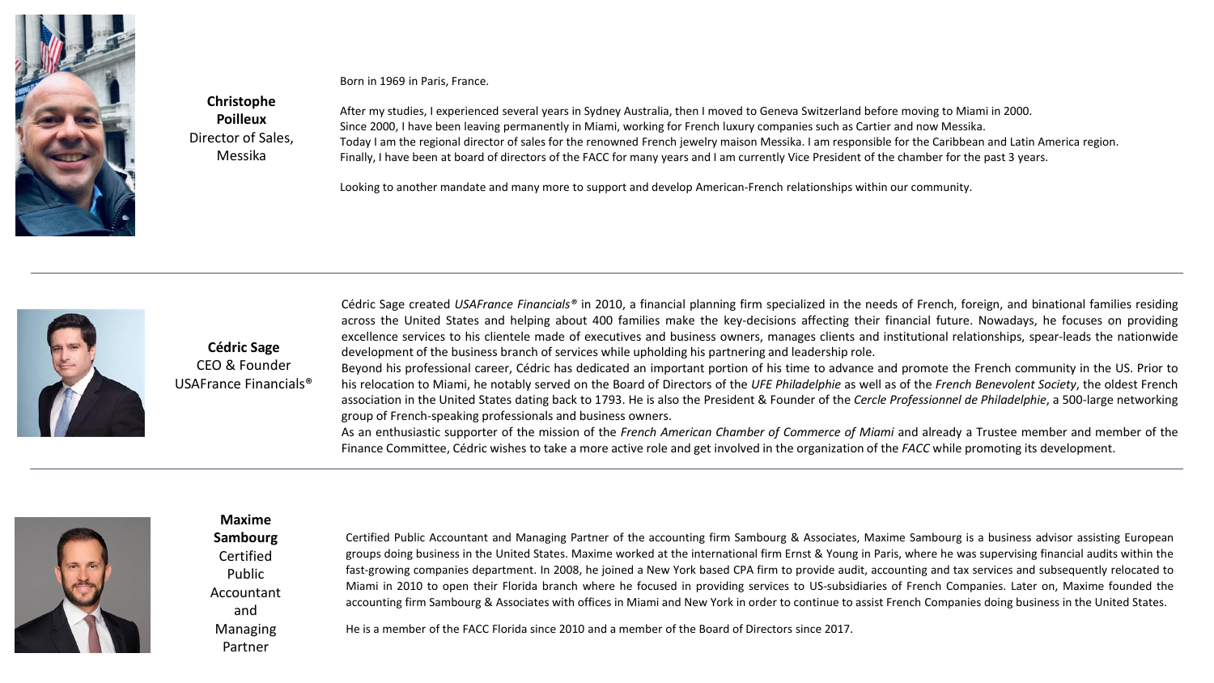**Christophe Poilleux**
Director of Sales, Messika

Born in 1969 in Paris, France.

After my studies, I experienced several years in Sydney Australia, then I moved to Geneva Switzerland before moving to Miami in 2000.
Since 2000, I have been leaving permanently in Miami, working for French luxury companies such as Cartier and now Messika.
Today I am the regional director of sales for the renowned French jewelry maison Messika. I am responsible for the Caribbean and Latin America region.
Finally, I have been at board of directors of the FACC for many years and I am currently Vice President of the chamber for the past 3 years.

Looking to another mandate and many more to support and develop American-French relationships within our community.

---

**Cédric Sage**
CEO & Founder
USAFrance Financials®

Cédric Sage created *USAFrance Financials®* in 2010, a financial planning firm specialized in the needs of French, foreign, and binational families residing across the United States and helping about 400 families make the key-decisions affecting their financial future. Nowadays, he focuses on providing excellence services to his clientele made of executives and business owners, manages clients and institutional relationships, spear-leads the nationwide development of the business branch of services while upholding his partnering and leadership role.
Beyond his professional career, Cédric has dedicated an important portion of his time to advance and promote the French community in the US. Prior to his relocation to Miami, he notably served on the Board of Directors of the *UFE Philadelphie* as well as of the *French Benevolent Society*, the oldest French association in the United States dating back to 1793. He is also the President & Founder of the *Cercle Professionnel de Philadelphie*, a 500-large networking group of French-speaking professionals and business owners.
As an enthusiastic supporter of the mission of the *French American Chamber of Commerce of Miami* and already a Trustee member and member of the Finance Committee, Cédric wishes to take a more active role and get involved in the organization of the *FACC* while promoting its development.

---

**Maxime Sambourg**
Certified Public Accountant and Managing Partner

Certified Public Accountant and Managing Partner of the accounting firm Sambourg & Associates, Maxime Sambourg is a business advisor assisting European groups doing business in the United States. Maxime worked at the international firm Ernst & Young in Paris, where he was supervising financial audits within the fast-growing companies department. In 2008, he joined a New York based CPA firm to provide audit, accounting and tax services and subsequently relocated to Miami in 2010 to open their Florida branch where he focused in providing services to US-subsidiaries of French Companies. Later on, Maxime founded the accounting firm Sambourg & Associates with offices in Miami and New York in order to continue to assist French Companies doing business in the United States.

He is a member of the FACC Florida since 2010 and a member of the Board of Directors since 2017.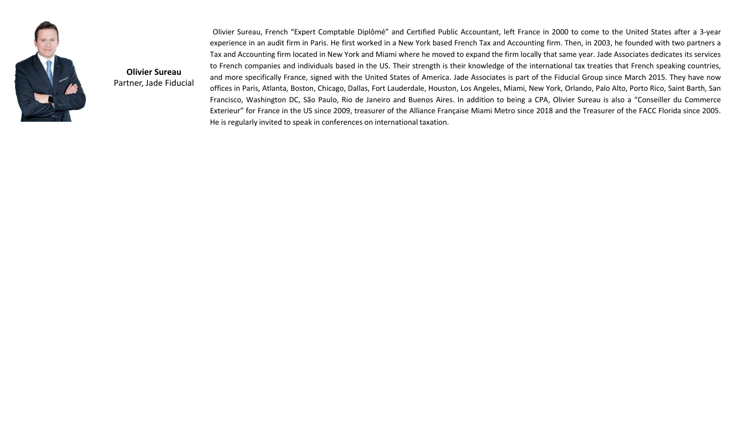**Olivier Sureau**
Partner, Jade Fiducial

Olivier Sureau, French "Expert Comptable Diplômé" and Certified Public Accountant, left France in 2000 to come to the United States after a 3-year experience in an audit firm in Paris. He first worked in a New York based French Tax and Accounting firm. Then, in 2003, he founded with two partners a Tax and Accounting firm located in New York and Miami where he moved to expand the firm locally that same year. Jade Associates dedicates its services to French companies and individuals based in the US. Their strength is their knowledge of the international tax treaties that French speaking countries, and more specifically France, signed with the United States of America. Jade Associates is part of the Fiducial Group since March 2015. They have now offices in Paris, Atlanta, Boston, Chicago, Dallas, Fort Lauderdale, Houston, Los Angeles, Miami, New York, Orlando, Palo Alto, Porto Rico, Saint Barth, San Francisco, Washington DC, São Paulo, Rio de Janeiro and Buenos Aires. In addition to being a CPA, Olivier Sureau is also a "Conseiller du Commerce Exterieur" for France in the US since 2009, treasurer of the Alliance Française Miami Metro since 2018 and the Treasurer of the FACC Florida since 2005. He is regularly invited to speak in conferences on international taxation.